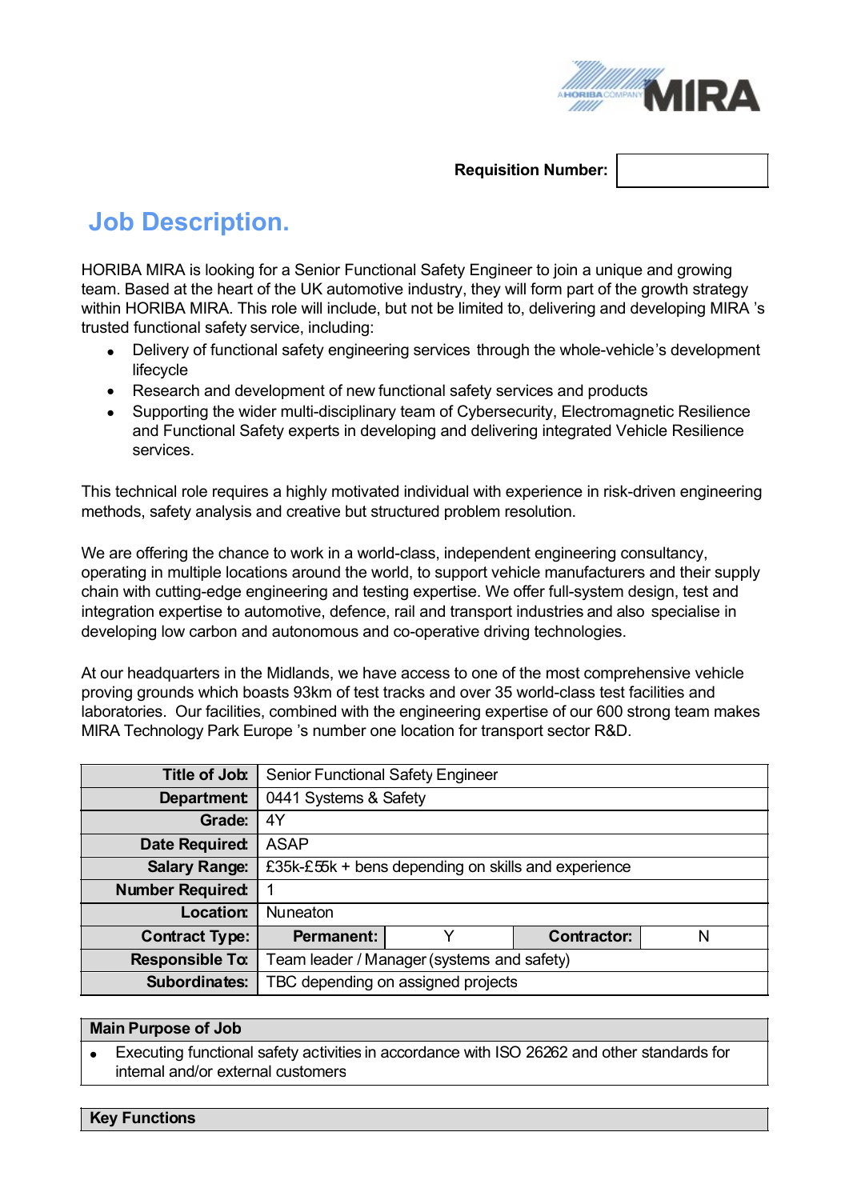**Requisition Number:** | |
|---|

# Job Description.

HORIBA MIRA is looking for a Senior Functional Safety Engineer to join a unique and growing team. Based at the heart of the UK automotive industry, they will form part of the growth strategy within HORIBA MIRA. This role will include, but not be limited to, delivering and developing MIRA 's trusted functional safety service, including:

- Delivery of functional safety engineering services through the whole-vehicle's development lifecycle
- Research and development of new functional safety services and products
- Supporting the wider multi-disciplinary team of Cybersecurity, Electromagnetic Resilience and Functional Safety experts in developing and delivering integrated Vehicle Resilience services.

This technical role requires a highly motivated individual with experience in risk-driven engineering methods, safety analysis and creative but structured problem resolution.

We are offering the chance to work in a world-class, independent engineering consultancy, operating in multiple locations around the world, to support vehicle manufacturers and their supply chain with cutting-edge engineering and testing expertise. We offer full-system design, test and integration expertise to automotive, defence, rail and transport industries and also specialise in developing low carbon and autonomous and co-operative driving technologies.

At our headquarters in the Midlands, we have access to one of the most comprehensive vehicle proving grounds which boasts 93km of test tracks and over 35 world-class test facilities and laboratories. Our facilities, combined with the engineering expertise of our 600 strong team makes MIRA Technology Park Europe 's number one location for transport sector R&D.

| | | | | |
|---|---|---|---|---|
| **Title of Job:** | Senior Functional Safety Engineer | | | |
| **Department:** | 0441 Systems & Safety | | | |
| **Grade:** | 4Y | | | |
| **Date Required:** | ASAP | | | |
| **Salary Range:** | £35k-£55k + bens depending on skills and experience | | | |
| **Number Required:** | 1 | | | |
| **Location:** | Nuneaton | | | |
| **Contract Type:** | **Permanent:** | Y | **Contractor:** | N |
| **Responsible To:** | Team leader / Manager (systems and safety) | | | |
| **Subordinates:** | TBC depending on assigned projects | | | |

| **Main Purpose of Job** |
|---|
| • Executing functional safety activities in accordance with ISO 26262 and other standards for internal and/or external customers |

| **Key Functions** |
|---|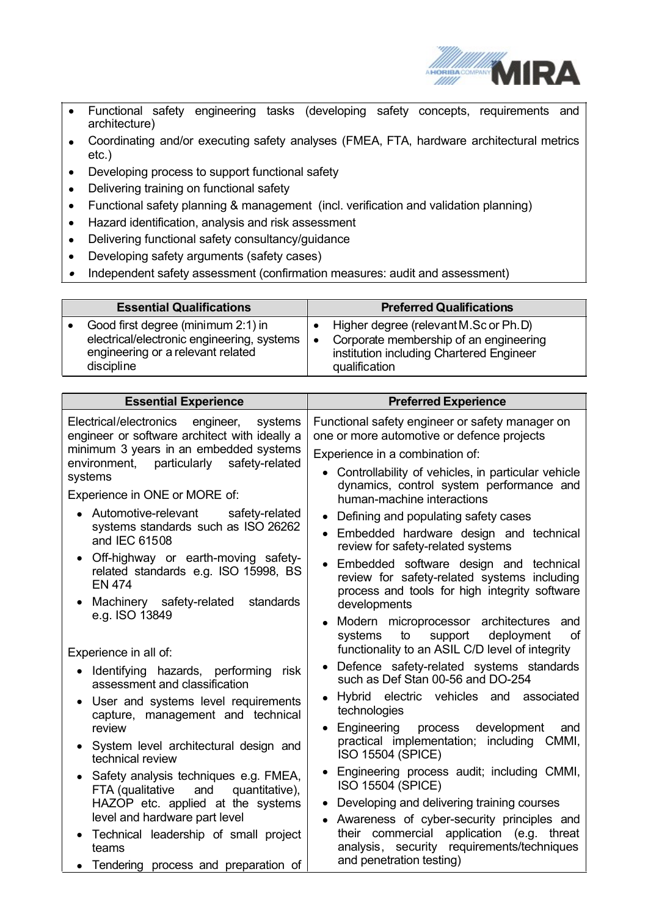- Functional safety engineering tasks (developing safety concepts, requirements and architecture)
- Coordinating and/or executing safety analyses (FMEA, FTA, hardware architectural metrics etc.)
- Developing process to support functional safety
- Delivering training on functional safety
- Functional safety planning & management (incl. verification and validation planning)
- Hazard identification, analysis and risk assessment
- Delivering functional safety consultancy/guidance
- Developing safety arguments (safety cases)
- Independent safety assessment (confirmation measures: audit and assessment)

| Essential Qualifications | Preferred Qualifications |
|---|---|
| • Good first degree (minimum 2:1) in electrical/electronic engineering, systems engineering or a relevant related discipline | • Higher degree (relevant M.Sc or Ph.D)<br>• Corporate membership of an engineering institution including Chartered Engineer qualification |

| Essential Experience | Preferred Experience |
|---|---|
| Electrical/electronics engineer, systems engineer or software architect with ideally a minimum 3 years in an embedded systems environment, particularly safety-related systems<br><br>Experience in ONE or MORE of:<br>• Automotive-relevant safety-related systems standards such as ISO 26262 and IEC 61508<br>• Off-highway or earth-moving safety-related standards e.g. ISO 15998, BS EN 474<br>• Machinery safety-related standards e.g. ISO 13849<br><br>Experience in all of:<br>• Identifying hazards, performing risk assessment and classification<br>• User and systems level requirements capture, management and technical review<br>• System level architectural design and technical review<br>• Safety analysis techniques e.g. FMEA, FTA (qualitative and quantitative), HAZOP etc. applied at the systems level and hardware part level<br>• Technical leadership of small project teams<br>• Tendering process and preparation of | Functional safety engineer or safety manager on one or more automotive or defence projects<br><br>Experience in a combination of:<br>• Controllability of vehicles, in particular vehicle dynamics, control system performance and human-machine interactions<br>• Defining and populating safety cases<br>• Embedded hardware design and technical review for safety-related systems<br>• Embedded software design and technical review for safety-related systems including process and tools for high integrity software developments<br>• Modern microprocessor architectures and systems to support deployment of functionality to an ASIL C/D level of integrity<br>• Defence safety-related systems standards such as Def Stan 00-56 and DO-254<br>• Hybrid electric vehicles and associated technologies<br>• Engineering process development and practical implementation; including CMMI, ISO 15504 (SPICE)<br>• Engineering process audit; including CMMI, ISO 15504 (SPICE)<br>• Developing and delivering training courses<br>• Awareness of cyber-security principles and their commercial application (e.g. threat analysis, security requirements/techniques and penetration testing) |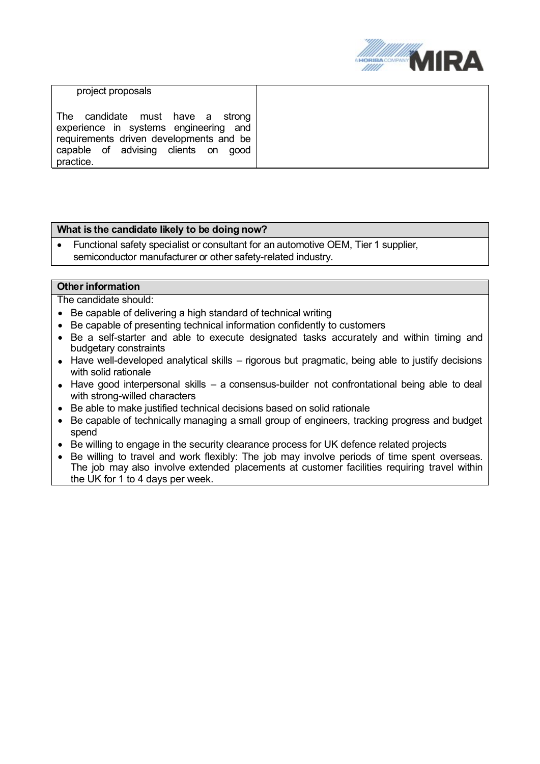| | |
|---|---|
| project proposals<br><br>The candidate must have a strong experience in systems engineering and requirements driven developments and be capable of advising clients on good practice. | |

| What is the candidate likely to be doing now? |
|---|
| • Functional safety specialist or consultant for an automotive OEM, Tier 1 supplier, semiconductor manufacturer or other safety-related industry. |

**Other information**

The candidate should:

- Be capable of delivering a high standard of technical writing
- Be capable of presenting technical information confidently to customers
- Be a self-starter and able to execute designated tasks accurately and within timing and budgetary constraints
- Have well-developed analytical skills – rigorous but pragmatic, being able to justify decisions with solid rationale
- Have good interpersonal skills – a consensus-builder not confrontational being able to deal with strong-willed characters
- Be able to make justified technical decisions based on solid rationale
- Be capable of technically managing a small group of engineers, tracking progress and budget spend
- Be willing to engage in the security clearance process for UK defence related projects
- Be willing to travel and work flexibly: The job may involve periods of time spent overseas. The job may also involve extended placements at customer facilities requiring travel within the UK for 1 to 4 days per week.